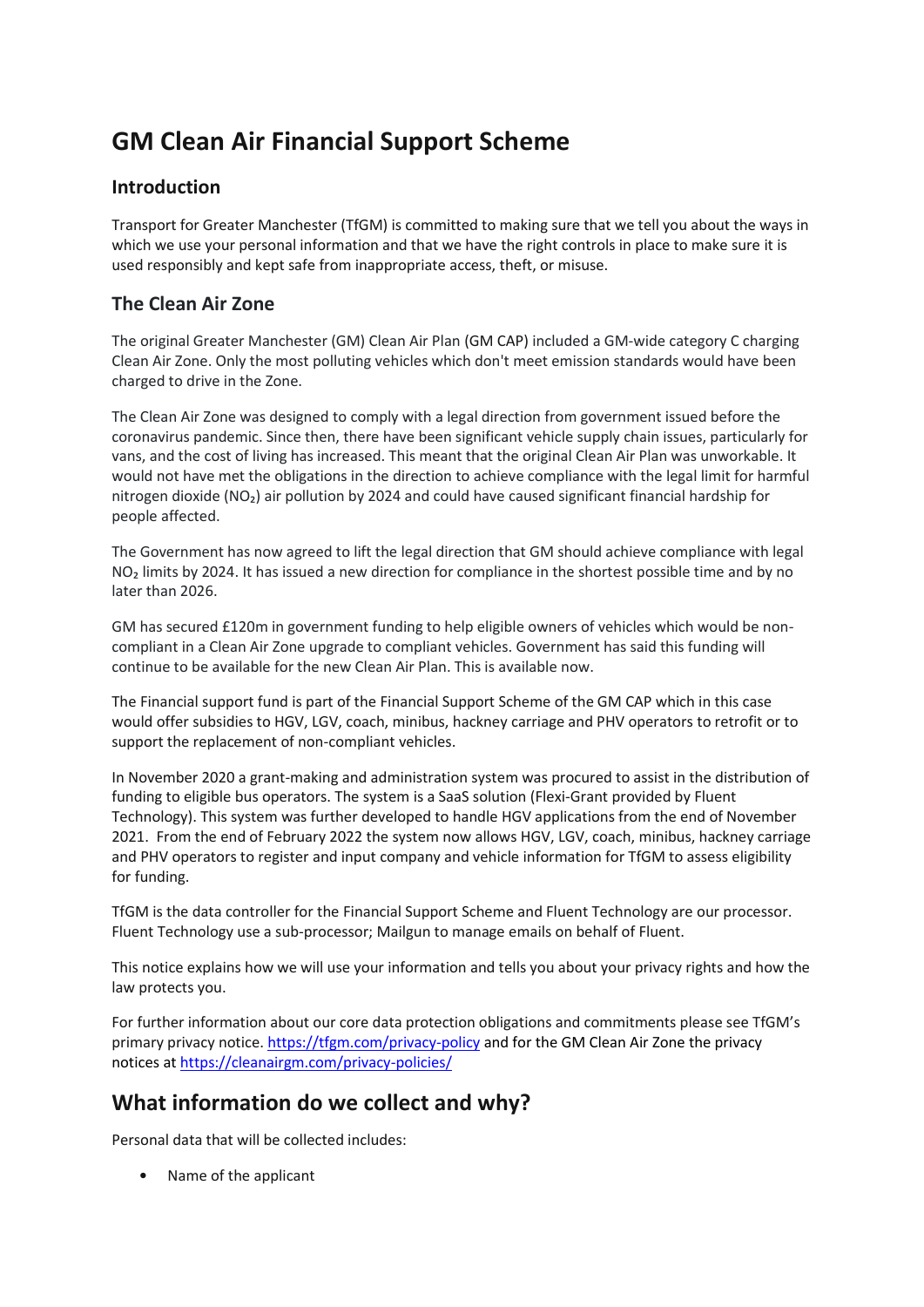# GM Clean Air Financial Support Scheme

## Introduction

Transport for Greater Manchester (TfGM) is committed to making sure that we tell you about the ways in which we use your personal information and that we have the right controls in place to make sure it is used responsibly and kept safe from inappropriate access, theft, or misuse.

## The Clean Air Zone

The original Greater Manchester (GM) Clean Air Plan (GM CAP) included a GM-wide category C charging Clean Air Zone. Only the most polluting vehicles which don't meet emission standards would have been charged to drive in the Zone.

The Clean Air Zone was designed to comply with a legal direction from government issued before the coronavirus pandemic. Since then, there have been significant vehicle supply chain issues, particularly for vans, and the cost of living has increased. This meant that the original Clean Air Plan was unworkable. It would not have met the obligations in the direction to achieve compliance with the legal limit for harmful nitrogen dioxide ($NO_2$) air pollution by 2024 and could have caused significant financial hardship for people affected.

The Government has now agreed to lift the legal direction that GM should achieve compliance with legal $NO_2$ limits by 2024. It has issued a new direction for compliance in the shortest possible time and by no later than 2026.

GM has secured £120m in government funding to help eligible owners of vehicles which would be non-compliant in a Clean Air Zone upgrade to compliant vehicles. Government has said this funding will continue to be available for the new Clean Air Plan. This is available now.

The Financial support fund is part of the Financial Support Scheme of the GM CAP which in this case would offer subsidies to HGV, LGV, coach, minibus, hackney carriage and PHV operators to retrofit or to support the replacement of non-compliant vehicles.

In November 2020 a grant-making and administration system was procured to assist in the distribution of funding to eligible bus operators. The system is a SaaS solution (Flexi-Grant provided by Fluent Technology). This system was further developed to handle HGV applications from the end of November 2021. From the end of February 2022 the system now allows HGV, LGV, coach, minibus, hackney carriage and PHV operators to register and input company and vehicle information for TfGM to assess eligibility for funding.

TfGM is the data controller for the Financial Support Scheme and Fluent Technology are our processor. Fluent Technology use a sub-processor; Mailgun to manage emails on behalf of Fluent.

This notice explains how we will use your information and tells you about your privacy rights and how the law protects you.

For further information about our core data protection obligations and commitments please see TfGM's primary privacy notice. [https://tfgm.com/privacy-policy](https://tfgm.com/privacy-policy) and for the GM Clean Air Zone the privacy notices at [https://cleanairgm.com/privacy-policies/](https://cleanairgm.com/privacy-policies/)

# What information do we collect and why?

Personal data that will be collected includes:

- Name of the applicant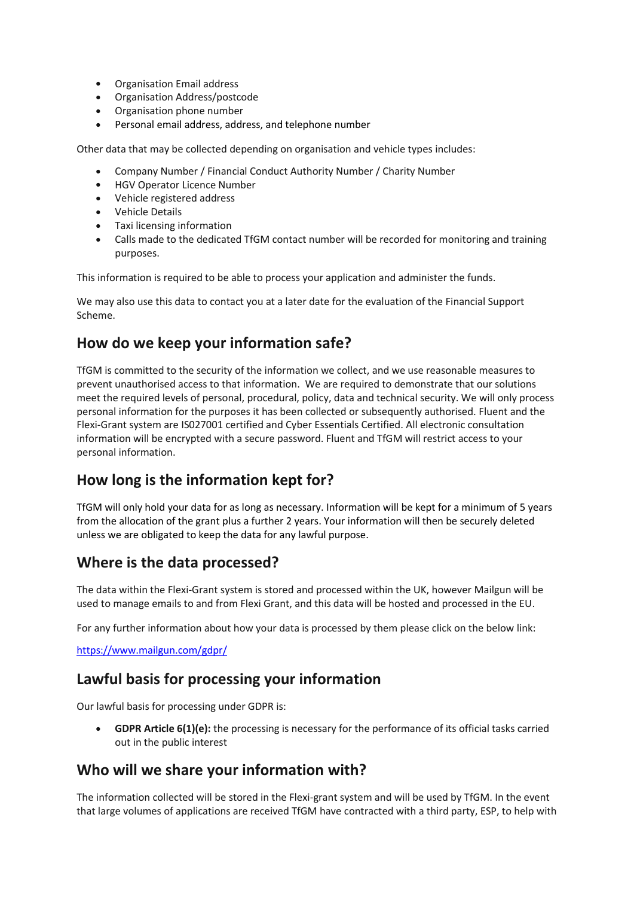- Organisation Email address
- Organisation Address/postcode
- Organisation phone number
- Personal email address, address, and telephone number

Other data that may be collected depending on organisation and vehicle types includes:

- Company Number / Financial Conduct Authority Number / Charity Number
- HGV Operator Licence Number
- Vehicle registered address
- Vehicle Details
- Taxi licensing information
- Calls made to the dedicated TfGM contact number will be recorded for monitoring and training purposes.

This information is required to be able to process your application and administer the funds.

We may also use this data to contact you at a later date for the evaluation of the Financial Support Scheme.

## How do we keep your information safe?

TfGM is committed to the security of the information we collect, and we use reasonable measures to prevent unauthorised access to that information. We are required to demonstrate that our solutions meet the required levels of personal, procedural, policy, data and technical security. We will only process personal information for the purposes it has been collected or subsequently authorised. Fluent and the Flexi-Grant system are IS027001 certified and Cyber Essentials Certified. All electronic consultation information will be encrypted with a secure password. Fluent and TfGM will restrict access to your personal information.

## How long is the information kept for?

TfGM will only hold your data for as long as necessary. Information will be kept for a minimum of 5 years from the allocation of the grant plus a further 2 years. Your information will then be securely deleted unless we are obligated to keep the data for any lawful purpose.

## Where is the data processed?

The data within the Flexi-Grant system is stored and processed within the UK, however Mailgun will be used to manage emails to and from Flexi Grant, and this data will be hosted and processed in the EU.

For any further information about how your data is processed by them please click on the below link:

[https://www.mailgun.com/gdpr/](https://www.mailgun.com/gdpr/)

## Lawful basis for processing your information

Our lawful basis for processing under GDPR is:

- **GDPR Article 6(1)(e):** the processing is necessary for the performance of its official tasks carried out in the public interest

## Who will we share your information with?

The information collected will be stored in the Flexi-grant system and will be used by TfGM. In the event that large volumes of applications are received TfGM have contracted with a third party, ESP, to help with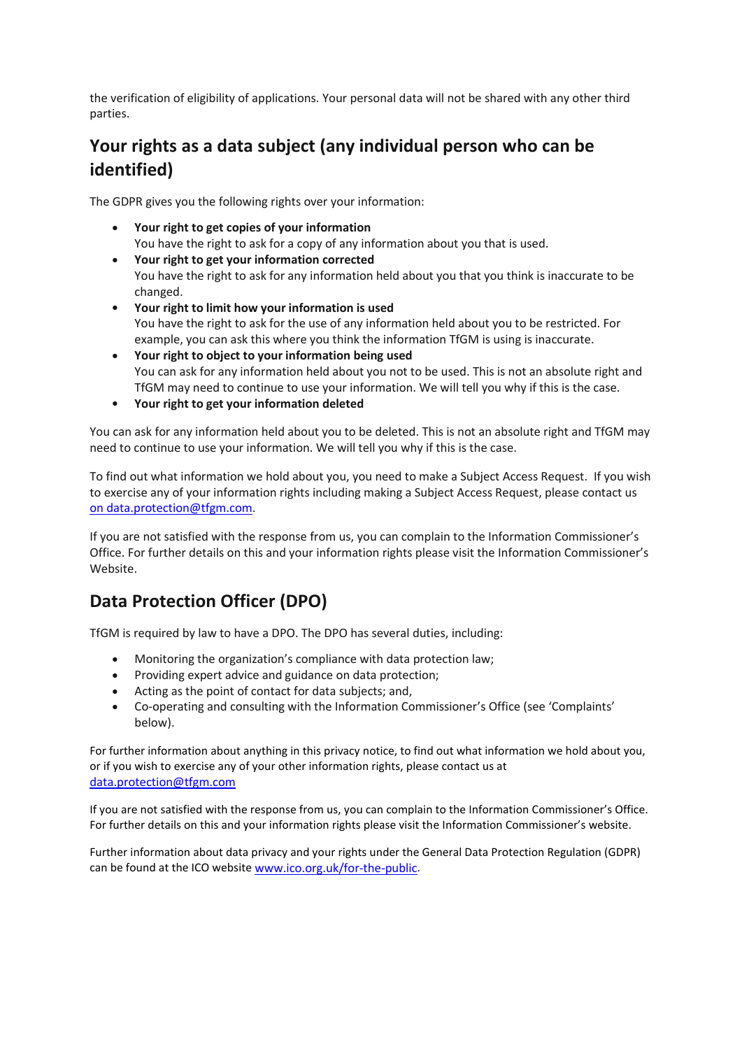the verification of eligibility of applications. Your personal data will not be shared with any other third parties.

## Your rights as a data subject (any individual person who can be identified)

The GDPR gives you the following rights over your information:

- **Your right to get copies of your information**
  You have the right to ask for a copy of any information about you that is used.
- **Your right to get your information corrected**
  You have the right to ask for any information held about you that you think is inaccurate to be changed.
- **Your right to limit how your information is used**
  You have the right to ask for the use of any information held about you to be restricted. For example, you can ask this where you think the information TfGM is using is inaccurate.
- **Your right to object to your information being used**
  You can ask for any information held about you not to be used. This is not an absolute right and TfGM may need to continue to use your information. We will tell you why if this is the case.
- **Your right to get your information deleted**

You can ask for any information held about you to be deleted. This is not an absolute right and TfGM may need to continue to use your information. We will tell you why if this is the case.

To find out what information we hold about you, you need to make a Subject Access Request. If you wish to exercise any of your information rights including making a Subject Access Request, please contact us on data.protection@tfgm.com.

If you are not satisfied with the response from us, you can complain to the Information Commissioner's Office. For further details on this and your information rights please visit the Information Commissioner's Website.

## Data Protection Officer (DPO)

TfGM is required by law to have a DPO. The DPO has several duties, including:

- Monitoring the organization's compliance with data protection law;
- Providing expert advice and guidance on data protection;
- Acting as the point of contact for data subjects; and,
- Co-operating and consulting with the Information Commissioner's Office (see 'Complaints' below).

For further information about anything in this privacy notice, to find out what information we hold about you, or if you wish to exercise any of your other information rights, please contact us at data.protection@tfgm.com

If you are not satisfied with the response from us, you can complain to the Information Commissioner's Office. For further details on this and your information rights please visit the Information Commissioner's website.

Further information about data privacy and your rights under the General Data Protection Regulation (GDPR) can be found at the ICO website www.ico.org.uk/for-the-public.